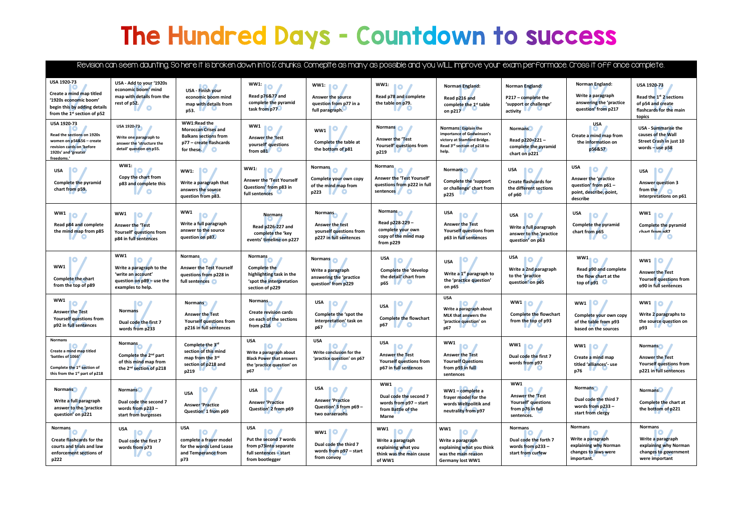# The Hundred Days - Countdown to success

Revision can seem daunting, So here it is broken down into 1% chunks. Comepite as many as possible and you WILL improve your exam perfromace. Cross it off once complete.

| | | | | | | | | | |
|---|---|---|---|---|---|---|---|---|---|
| **USA 1920-73** Create a mind map titled '1920s economic boom' begin this by adding details from the 1st section of p52 | **USA - Add to your '1920s economic boom' mind map with details from the rest of p52.** | **USA - Finish your economic boom mind map with details from p53.** | **WW1:** Read p76&77 and complete the pyramid task from p77 | **WW1:** Answer the source question from p77 in a full paragraph. | **WW1:** Read p78 and complete the table on p79. | **Norman England:** Read p216 and complete the 1st table on p217 | **Norman England:** P217 – complete the 'support or challenge' activity | **Norman England:** Write a paragraph answering the 'practice question' from p217 | **USA 1920-73** Read the 1st 2 sections of p54 and create flashcards for the main topics |
| **USA 1920-73** Read the sections on 1920s women on p54&56 – create revision cards on 'before 1920s' and 'greater freedoms.' | **USA 1920-73** Write one paragraph to answer the 'structure the detail' question on p55. | **WW1:Read the Moroccan Crises and Balkans sections from p77 – create flashcards for these.** | **WW1** Answer the 'test yourself' questions from p81 | **WW1** Complete the table at the bottom of p81 | **Normans** Answer the 'Test Yourself' questions from p219 | **Normans: Explain the importance of Godwinson's victory at Stamford Bridge. Read 3rd section of p218 to help.** | **Normans** Read p220+221 – complete the pyramid chart on p221 | **USA** Create a mind map from the information on p56&57 | **USA - Summarise the causes of the Wall Street Crash in just 10 words – use p58** |
| **USA** Complete the pyramid chart from p59. | **WW1:** Copy the chart from p83 and complete this | **WW1:** Write a paragraph that answers the source question from p83. | **WW1:** Answer the 'Test Yourself Questions' from p83 in full sentences | **Normans** Complete your own copy of the mind map from p223 | **Normans** Answer the 'Test Yourself' questions from p222 in full sentences | **Normans** Complete the 'support or challenge' chart from p225 | **USA** Create flashcards for the different sections of p60 | **USA** Answer the 'practice question' from p61 – point, describe, point, describe | **USA** Answer question 3 from the interpretations on p61 |
| **WW1** Read p84 and complete the mind map from p85 | **WW1** Answer the 'Test Yourself' questions from p84 in full sentences | **WW1** Write a full paragraph answer to the source question on p87. | **Normans** Read p226-227 and complete the 'key events' timeline on p227 | **Normans** Answer the test yourself questions from p227 in full sentences | **Normans** Read p228-229 – complete your own copy of the mind map from p229 | **USA** Answer the Test Yourself questions from p63 in full sentences | **USA** Write a full paragraph answer to the 'practice question' on p63 | **USA** Complete the pyramid chart from p65 | **WW1** Complete the pyramid chart from p87 |
| **WW1** Complete the chart from the top of p89 | **WW1** Write a paragraph to the 'write an account' question on p89 – use the examples to help. | **Normans** Answer the Test Yourself questions from p228 in full sentences | **Normans** Complete the highlighting task in the 'spot the interpretation' section of p229 | **Normans** Write a paragraph answering the 'practice question' from p229 | **USA** Complete the 'develop the detail' chart from p65 | **USA** Write a 1st paragraph to the 'practice question' on p65 | **USA** Write a 2nd paragraph to the 'practice question' on p65 | **WW1** Read p90 and complete the flow chart at the top of p91 | **WW1** Answer the Test Yourself questions from p90 in full sentences |
| **WW1** Answer the Test Yourself questions from p92 in full sentences | **Normans** Dual code the first 7 words from p233 | **Normans** Answer the Test Yourself questions from p216 in full sentences | **Normans** Create revision cards on each of the sections from p216 | **USA** Complete the 'spot the interpretation' task on p67 | **USA** Complete the flowchart p67 | **USA** Write a paragraph about MLK that answers the 'practice question' on p67 | **WW1** Complete the flowchart from the top of p93 | **WW1** Complete your own copy of the table from p93 based on the sources | **WW1** Write 2 paragraphs to the source question on p93 |
| **Normans** Create a mind map titled 'battles of 1066' Complete the 1st section of this from the 1st part of p218 | **Normans** Complete the 2nd part of this mind map from the 2nd section of p218 | **Complete the 3rd section of this mind map from the 3rd section of p218 and p219** | **USA** Write a paragraph about Black Power that answers the 'practice question' on p67 | **USA** Write conclusion for the 'practice question' on p67 | **USA** Answer the Test Yourself questions from p67 in full sentences | **WW1** Answer the Test Yourself Questions from p93 in full sentences | **WW1** Dual code the first 7 words from p97 | **WW1** Create a mind map titled 'alliances'- use p76 | **Normans** Answer the Test Yourself questions from p221 in full sentences |
| **Normans** Write a full paragraph answer to the 'practice question' on p221 | **Normans** Dual code the second 7 words from p233 – start from burgesses | **USA** Answer 'Practice Question' 1 from p69 | **USA** Answer 'Practice Question' 2 from p69 | **USA** Answer 'Practice Question' 3 from p69 – two paragraphs | **WW1** Dual code the second 7 words from p97 – start from Battle of the Marne | **WW1 – complete a frayer model for the words Weltpolitik and neutrality from p97** | **WW1** Answer the 'Test Yourself' questions from p76 in full sentences. | **Normans** Dual code the third 7 words from p233 – start from clergy | **Normans** Complete the chart at the bottom of p221 |
| **Normans** Create flashcards for the courts and trials and law enforcement sections of p222 | **USA** Dual code the first 7 words from p73 | **USA** complete a frayer model for the words Lend Lease and Temperance from p73 | **USA** Put the second 7 words from p73into separate full sentences – start from bootlegger | **WW1** Dual code the third 7 words from p97 – start from convoy | **WW1** Write a paragraph explaining what you think was the main cause of WW1 | **WW1** Write a paragraph explaining what you think was the main reason Germany lost WW1 | **Normans** Dual code the forth 7 words from p233 – start from curfew | **Normans** Write a paragraph explaining why Norman changes to laws were important. | **Normans** Write a paragraph explaining why Norman changes to government were important |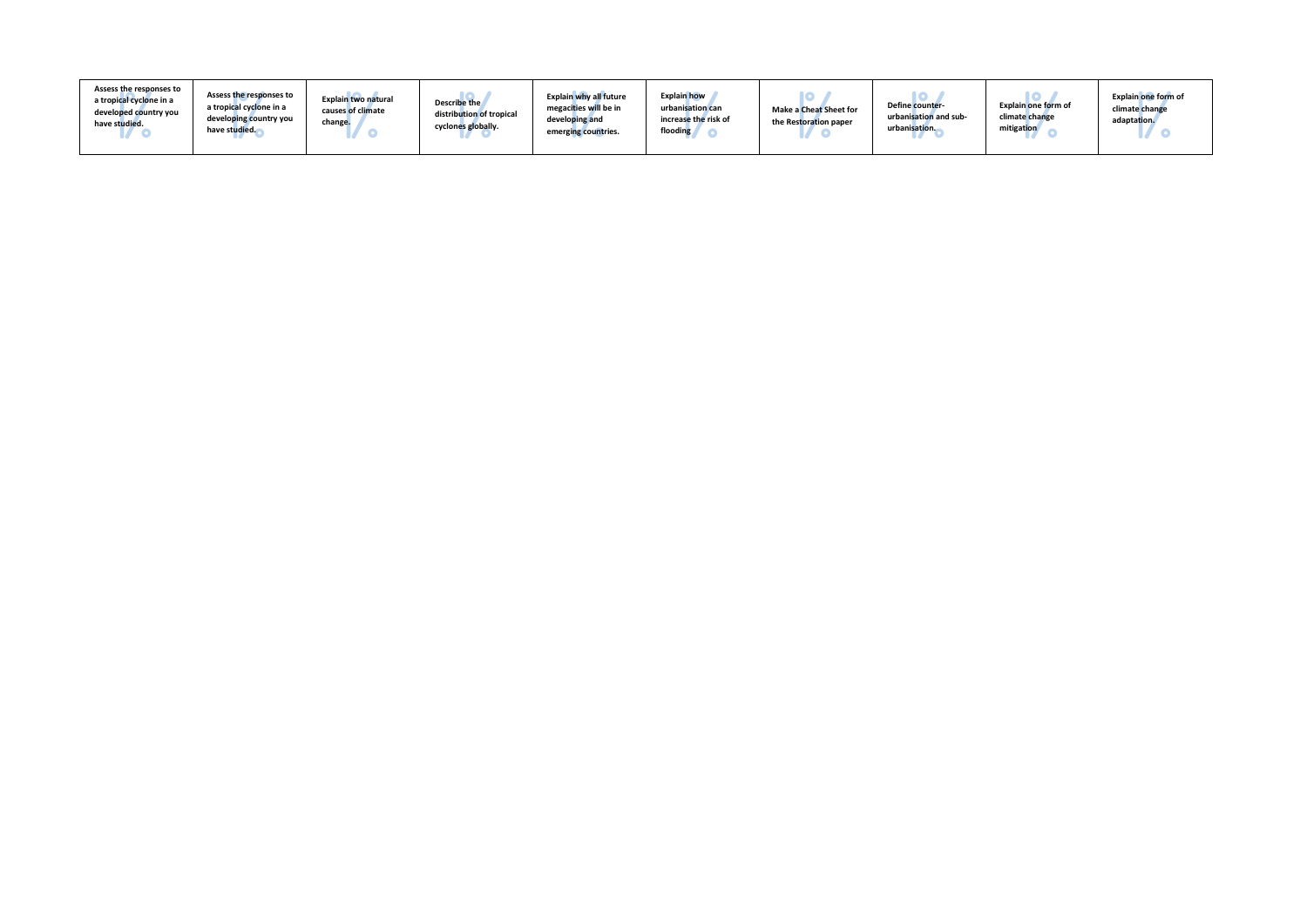| | | | | | | | | | |
|---|---|---|---|---|---|---|---|---|---|
| **Assess the responses to a tropical cyclone in a developed country you have studied.** | **Assess the responses to a tropical cyclone in a developing country you have studied.** | **Explain two natural causes of climate change.** | **Describe the distribution of tropical cyclones globally.** | **Explain why all future megacities will be in developing and emerging countries.** | **Explain how urbanisation can increase the risk of flooding** | **Make a Cheat Sheet for the Restoration paper** | **Define counter-urbanisation and sub-urbanisation.** | **Explain one form of climate change mitigation** | **Explain one form of climate change adaptation.** |